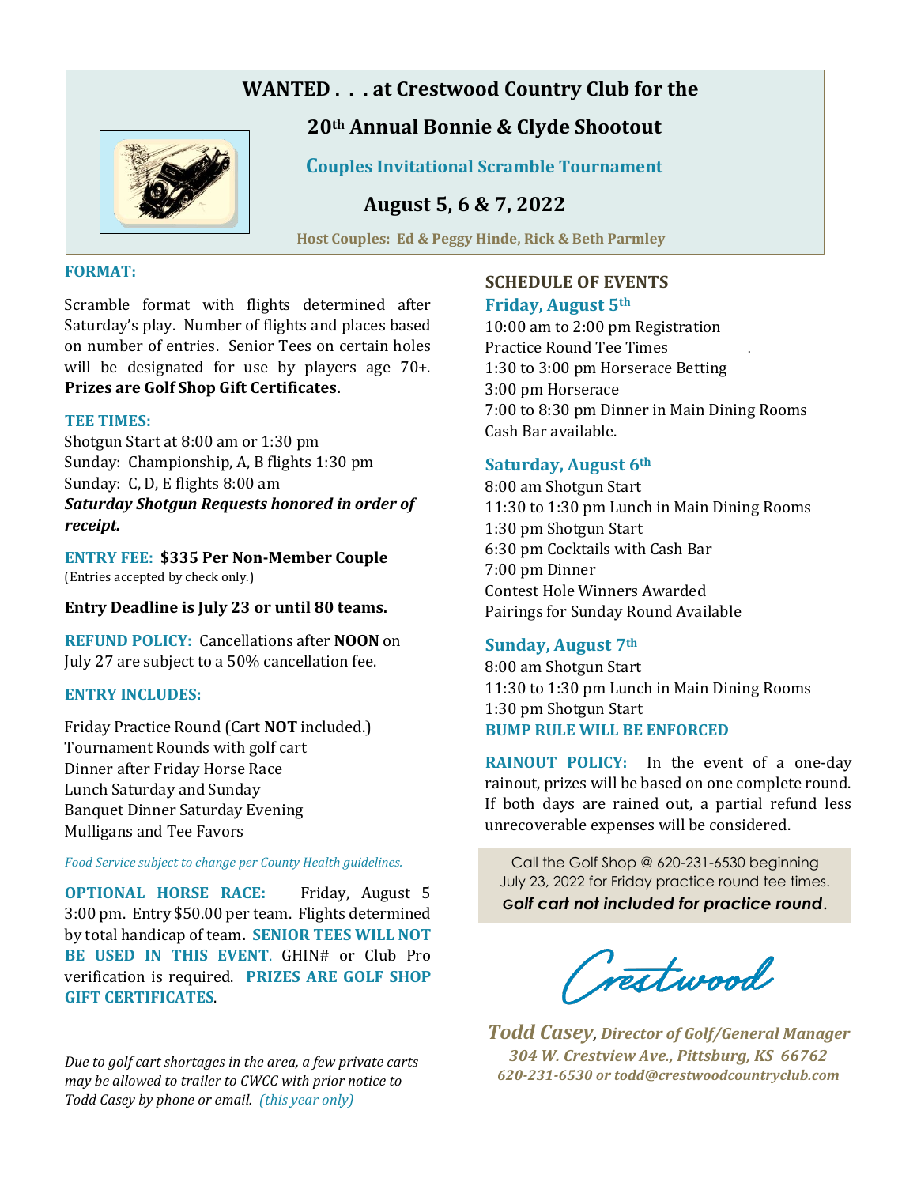# WANTED . . . at Crestwood Country Club for the

## 20th Annual Bonnie & Clyde Shootout

### Couples Invitational Scramble Tournament

### August 5, 6 & 7, 2022

**Host Couples: Ed & Peggy Hinde, Rick & Beth Parmley**

**FORMAT:**

Scramble format with flights determined after Saturday's play. Number of flights and places based on number of entries. Senior Tees on certain holes will be designated for use by players age 70+. **Prizes are Golf Shop Gift Certificates.**

**TEE TIMES:**

Shotgun Start at 8:00 am or 1:30 pm
Sunday: Championship, A, B flights 1:30 pm
Sunday: C, D, E flights 8:00 am
***Saturday Shotgun Requests honored in order of receipt.***

**ENTRY FEE: $335 Per Non-Member Couple**
(Entries accepted by check only.)

**Entry Deadline is July 23 or until 80 teams.**

**REFUND POLICY:** Cancellations after **NOON** on July 27 are subject to a 50% cancellation fee.

**ENTRY INCLUDES:**

Friday Practice Round (Cart **NOT** included.)
Tournament Rounds with golf cart
Dinner after Friday Horse Race
Lunch Saturday and Sunday
Banquet Dinner Saturday Evening
Mulligans and Tee Favors

*Food Service subject to change per County Health guidelines.*

**OPTIONAL HORSE RACE:** Friday, August 5 3:00 pm. Entry $50.00 per team. Flights determined by total handicap of team**. SENIOR TEES WILL NOT BE USED IN THIS EVENT**. GHIN# or Club Pro verification is required. **PRIZES ARE GOLF SHOP GIFT CERTIFICATES**.

*Due to golf cart shortages in the area, a few private carts may be allowed to trailer to CWCC with prior notice to Todd Casey by phone or email. (this year only)*

## SCHEDULE OF EVENTS

### Friday, August 5th

10:00 am to 2:00 pm Registration
Practice Round Tee Times
1:30 to 3:00 pm Horserace Betting
3:00 pm Horserace
7:00 to 8:30 pm Dinner in Main Dining Rooms
Cash Bar available.

### Saturday, August 6th

8:00 am Shotgun Start
11:30 to 1:30 pm Lunch in Main Dining Rooms
1:30 pm Shotgun Start
6:30 pm Cocktails with Cash Bar
7:00 pm Dinner
Contest Hole Winners Awarded
Pairings for Sunday Round Available

### Sunday, August 7th

8:00 am Shotgun Start
11:30 to 1:30 pm Lunch in Main Dining Rooms
1:30 pm Shotgun Start
**BUMP RULE WILL BE ENFORCED**

**RAINOUT POLICY:** In the event of a one-day rainout, prizes will be based on one complete round. If both days are rained out, a partial refund less unrecoverable expenses will be considered.

Call the Golf Shop @ 620-231-6530 beginning July 23, 2022 for Friday practice round tee times.
***Golf cart not included for practice round.***

Crestwood

***Todd Casey**, Director of Golf/General Manager*
*304 W. Crestview Ave., Pittsburg, KS 66762*
*620-231-6530 or todd@crestwoodcountryclub.com*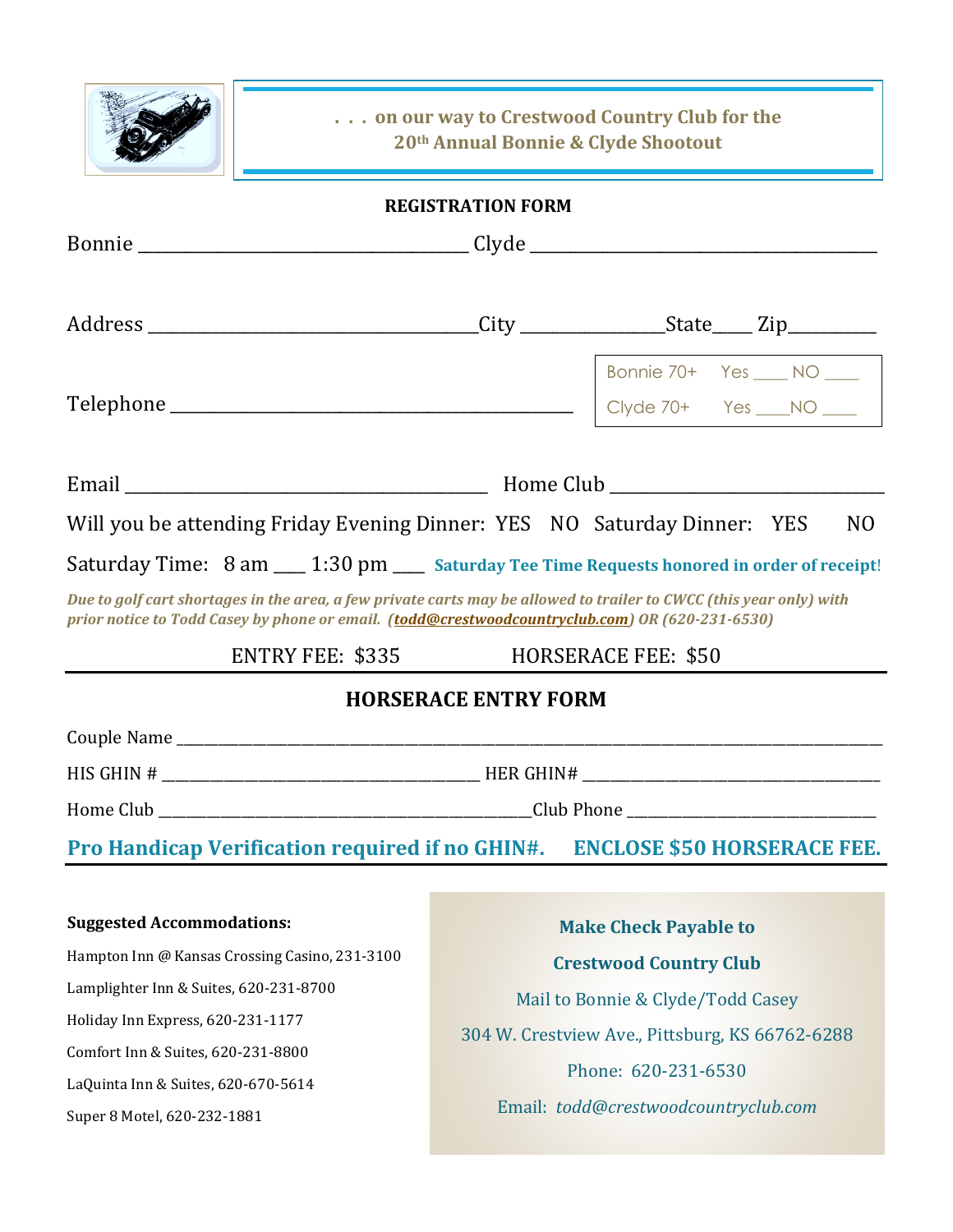. . . on our way to Crestwood Country Club for the 20th Annual Bonnie & Clyde Shootout

## REGISTRATION FORM

Bonnie ______________________________ Clyde ______________________________

Address ______________________________City ______________State____ Zip_________

Telephone ______________________________

Bonnie 70+ Yes ____ NO ____

Clyde 70+ Yes ____NO ____

Email ______________________________ Home Club ______________________________

Will you be attending Friday Evening Dinner: YES NO Saturday Dinner: YES NO

Saturday Time: 8 am ___ 1:30 pm ___ **Saturday Tee Time Requests honored in order of receipt!**

***Due to golf cart shortages in the area, a few private carts may be allowed to trailer to CWCC (this year only) with prior notice to Todd Casey by phone or email. (todd@crestwoodcountryclub.com) OR (620-231-6530)***

ENTRY FEE: $335 HORSERACE FEE: $50

## HORSERACE ENTRY FORM

Couple Name ______________________________

HIS GHIN # ______________________________ HER GHIN# ______________________________

Home Club ______________________________Club Phone ______________________________

**Pro Handicap Verification required if no GHIN#. ENCLOSE $50 HORSERACE FEE.**

**Suggested Accommodations:**

Hampton Inn @ Kansas Crossing Casino, 231-3100

Lamplighter Inn & Suites, 620-231-8700

Holiday Inn Express, 620-231-1177

Comfort Inn & Suites, 620-231-8800

LaQuinta Inn & Suites, 620-670-5614

Super 8 Motel, 620-232-1881

**Make Check Payable to**

**Crestwood Country Club**

Mail to Bonnie & Clyde/Todd Casey

304 W. Crestview Ave., Pittsburg, KS 66762-6288

Phone: 620-231-6530

Email: *todd@crestwoodcountryclub.com*